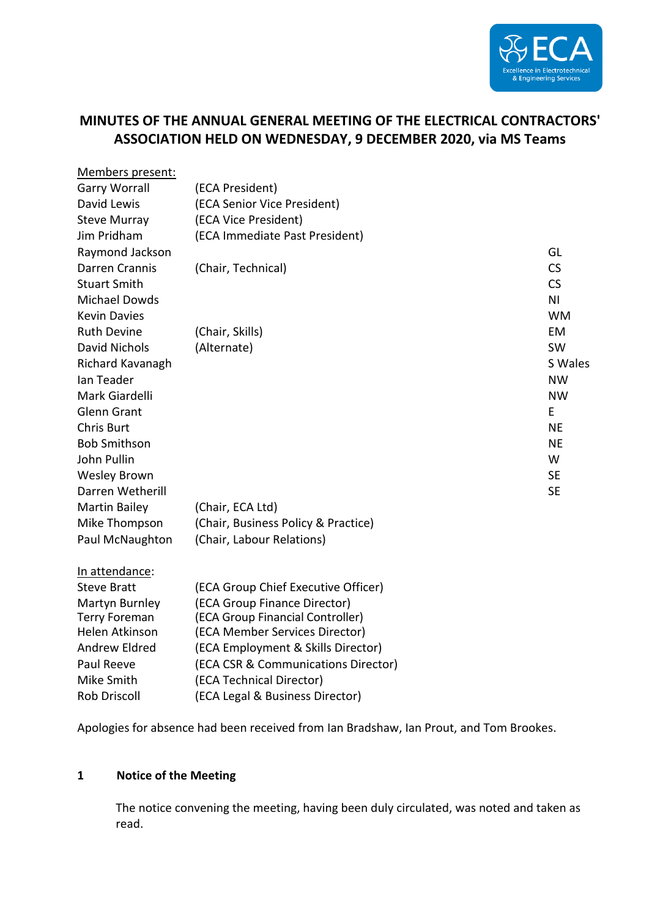# MINUTES OF THE ANNUAL GENERAL MEETING OF THE ELECTRICAL CONTRACTORS' ASSOCIATION HELD ON WEDNESDAY, 9 DECEMBER 2020, via MS Teams

<u>Members present:</u>

| | | |
|---|---|---|
| Garry Worrall | (ECA President) | |
| David Lewis | (ECA Senior Vice President) | |
| Steve Murray | (ECA Vice President) | |
| Jim Pridham | (ECA Immediate Past President) | |
| Raymond Jackson | | GL |
| Darren Crannis | (Chair, Technical) | CS |
| Stuart Smith | | CS |
| Michael Dowds | | NI |
| Kevin Davies | | WM |
| Ruth Devine | (Chair, Skills) | EM |
| David Nichols | (Alternate) | SW |
| Richard Kavanagh | | S Wales |
| Ian Teader | | NW |
| Mark Giardelli | | NW |
| Glenn Grant | | E |
| Chris Burt | | NE |
| Bob Smithson | | NE |
| John Pullin | | W |
| Wesley Brown | | SE |
| Darren Wetherill | | SE |
| Martin Bailey | (Chair, ECA Ltd) | |
| Mike Thompson | (Chair, Business Policy & Practice) | |
| Paul McNaughton | (Chair, Labour Relations) | |

<u>In attendance</u>:

| | |
|---|---|
| Steve Bratt | (ECA Group Chief Executive Officer) |
| Martyn Burnley | (ECA Group Finance Director) |
| Terry Foreman | (ECA Group Financial Controller) |
| Helen Atkinson | (ECA Member Services Director) |
| Andrew Eldred | (ECA Employment & Skills Director) |
| Paul Reeve | (ECA CSR & Communications Director) |
| Mike Smith | (ECA Technical Director) |
| Rob Driscoll | (ECA Legal & Business Director) |

Apologies for absence had been received from Ian Bradshaw, Ian Prout, and Tom Brookes.

## 1 Notice of the Meeting

The notice convening the meeting, having been duly circulated, was noted and taken as read.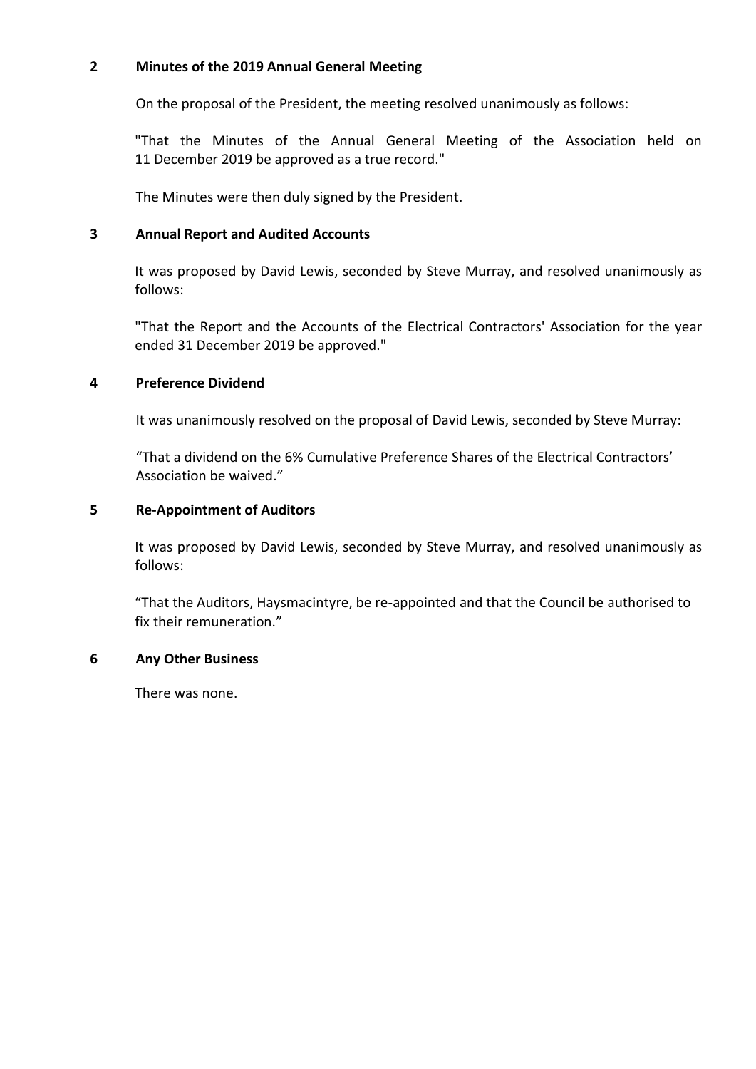## 2 Minutes of the 2019 Annual General Meeting

On the proposal of the President, the meeting resolved unanimously as follows:

"That the Minutes of the Annual General Meeting of the Association held on 11 December 2019 be approved as a true record."

The Minutes were then duly signed by the President.

## 3 Annual Report and Audited Accounts

It was proposed by David Lewis, seconded by Steve Murray, and resolved unanimously as follows:

"That the Report and the Accounts of the Electrical Contractors' Association for the year ended 31 December 2019 be approved."

## 4 Preference Dividend

It was unanimously resolved on the proposal of David Lewis, seconded by Steve Murray:

"That a dividend on the 6% Cumulative Preference Shares of the Electrical Contractors' Association be waived."

## 5 Re-Appointment of Auditors

It was proposed by David Lewis, seconded by Steve Murray, and resolved unanimously as follows:

"That the Auditors, Haysmacintyre, be re-appointed and that the Council be authorised to fix their remuneration."

## 6 Any Other Business

There was none.